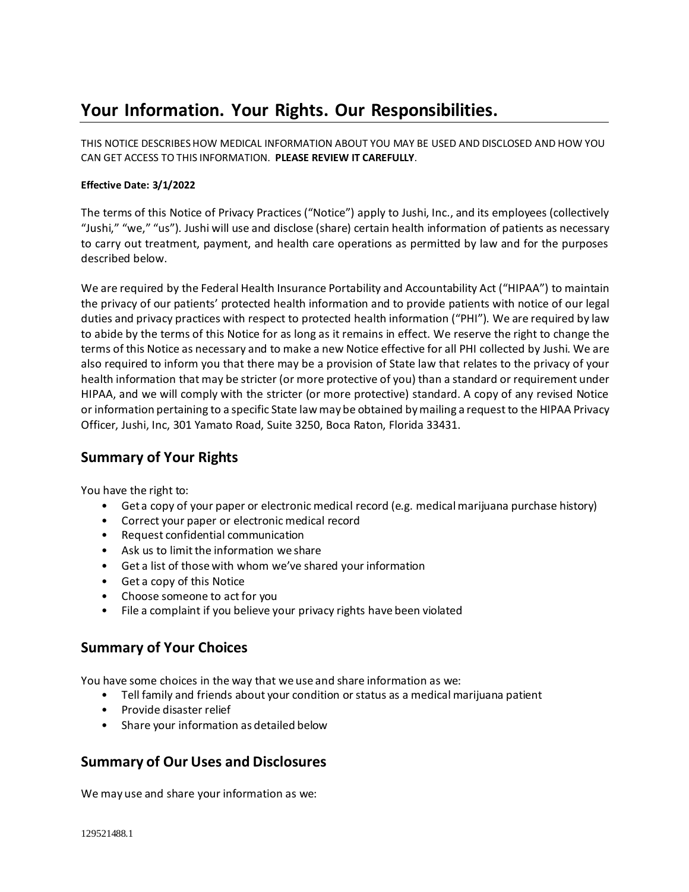# Your Information. Your Rights. Our Responsibilities.

THIS NOTICE DESCRIBES HOW MEDICAL INFORMATION ABOUT YOU MAY BE USED AND DISCLOSED AND HOW YOU CAN GET ACCESS TO THIS INFORMATION. **PLEASE REVIEW IT CAREFULLY**.

**Effective Date: 3/1/2022**

The terms of this Notice of Privacy Practices ("Notice") apply to Jushi, Inc., and its employees (collectively "Jushi," "we," "us"). Jushi will use and disclose (share) certain health information of patients as necessary to carry out treatment, payment, and health care operations as permitted by law and for the purposes described below.

We are required by the Federal Health Insurance Portability and Accountability Act ("HIPAA") to maintain the privacy of our patients' protected health information and to provide patients with notice of our legal duties and privacy practices with respect to protected health information ("PHI"). We are required by law to abide by the terms of this Notice for as long as it remains in effect. We reserve the right to change the terms of this Notice as necessary and to make a new Notice effective for all PHI collected by Jushi. We are also required to inform you that there may be a provision of State law that relates to the privacy of your health information that may be stricter (or more protective of you) than a standard or requirement under HIPAA, and we will comply with the stricter (or more protective) standard. A copy of any revised Notice or information pertaining to a specific State law may be obtained by mailing a request to the HIPAA Privacy Officer, Jushi, Inc, 301 Yamato Road, Suite 3250, Boca Raton, Florida 33431.

## Summary of Your Rights

You have the right to:

- Get a copy of your paper or electronic medical record (e.g. medical marijuana purchase history)
- Correct your paper or electronic medical record
- Request confidential communication
- Ask us to limit the information we share
- Get a list of those with whom we've shared your information
- Get a copy of this Notice
- Choose someone to act for you
- File a complaint if you believe your privacy rights have been violated

## Summary of Your Choices

You have some choices in the way that we use and share information as we:

- Tell family and friends about your condition or status as a medical marijuana patient
- Provide disaster relief
- Share your information as detailed below

## Summary of Our Uses and Disclosures

We may use and share your information as we: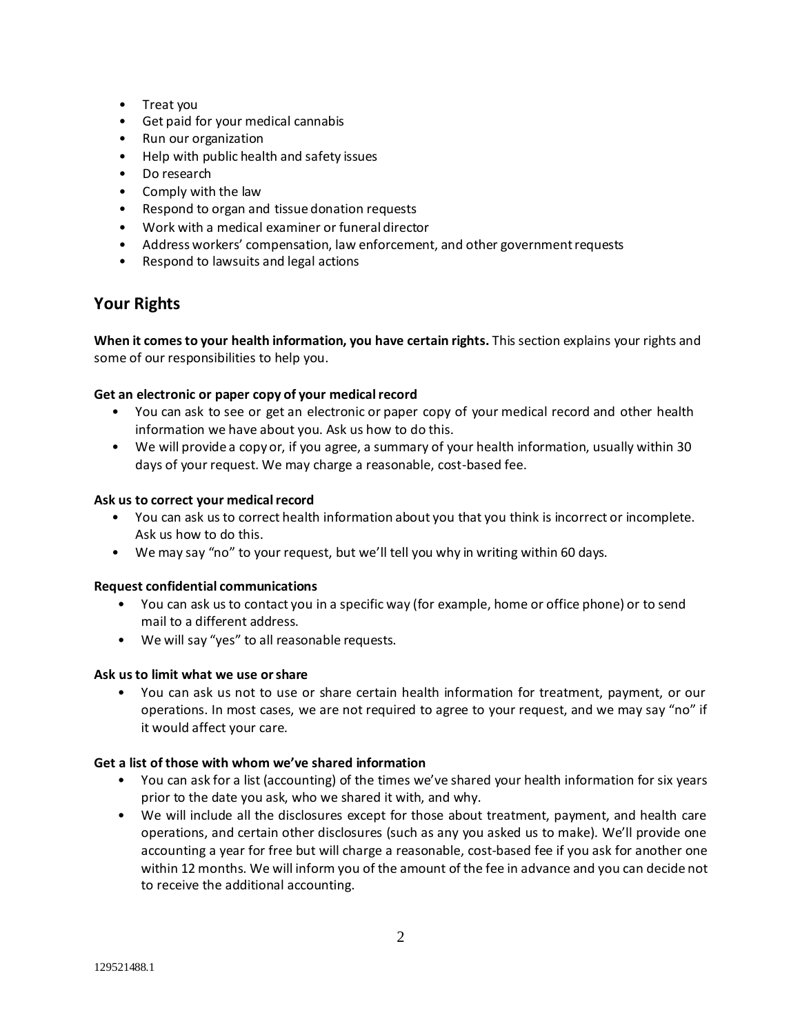- Treat you
- Get paid for your medical cannabis
- Run our organization
- Help with public health and safety issues
- Do research
- Comply with the law
- Respond to organ and tissue donation requests
- Work with a medical examiner or funeral director
- Address workers' compensation, law enforcement, and other government requests
- Respond to lawsuits and legal actions

## Your Rights

**When it comes to your health information, you have certain rights.** This section explains your rights and some of our responsibilities to help you.

**Get an electronic or paper copy of your medical record**

- You can ask to see or get an electronic or paper copy of your medical record and other health information we have about you. Ask us how to do this.
- We will provide a copy or, if you agree, a summary of your health information, usually within 30 days of your request. We may charge a reasonable, cost-based fee.

**Ask us to correct your medical record**

- You can ask us to correct health information about you that you think is incorrect or incomplete. Ask us how to do this.
- We may say "no" to your request, but we'll tell you why in writing within 60 days.

**Request confidential communications**

- You can ask us to contact you in a specific way (for example, home or office phone) or to send mail to a different address.
- We will say "yes" to all reasonable requests.

**Ask us to limit what we use or share**

- You can ask us not to use or share certain health information for treatment, payment, or our operations. In most cases, we are not required to agree to your request, and we may say "no" if it would affect your care.

**Get a list of those with whom we've shared information**

- You can ask for a list (accounting) of the times we've shared your health information for six years prior to the date you ask, who we shared it with, and why.
- We will include all the disclosures except for those about treatment, payment, and health care operations, and certain other disclosures (such as any you asked us to make). We'll provide one accounting a year for free but will charge a reasonable, cost-based fee if you ask for another one within 12 months. We will inform you of the amount of the fee in advance and you can decide not to receive the additional accounting.

129521488.1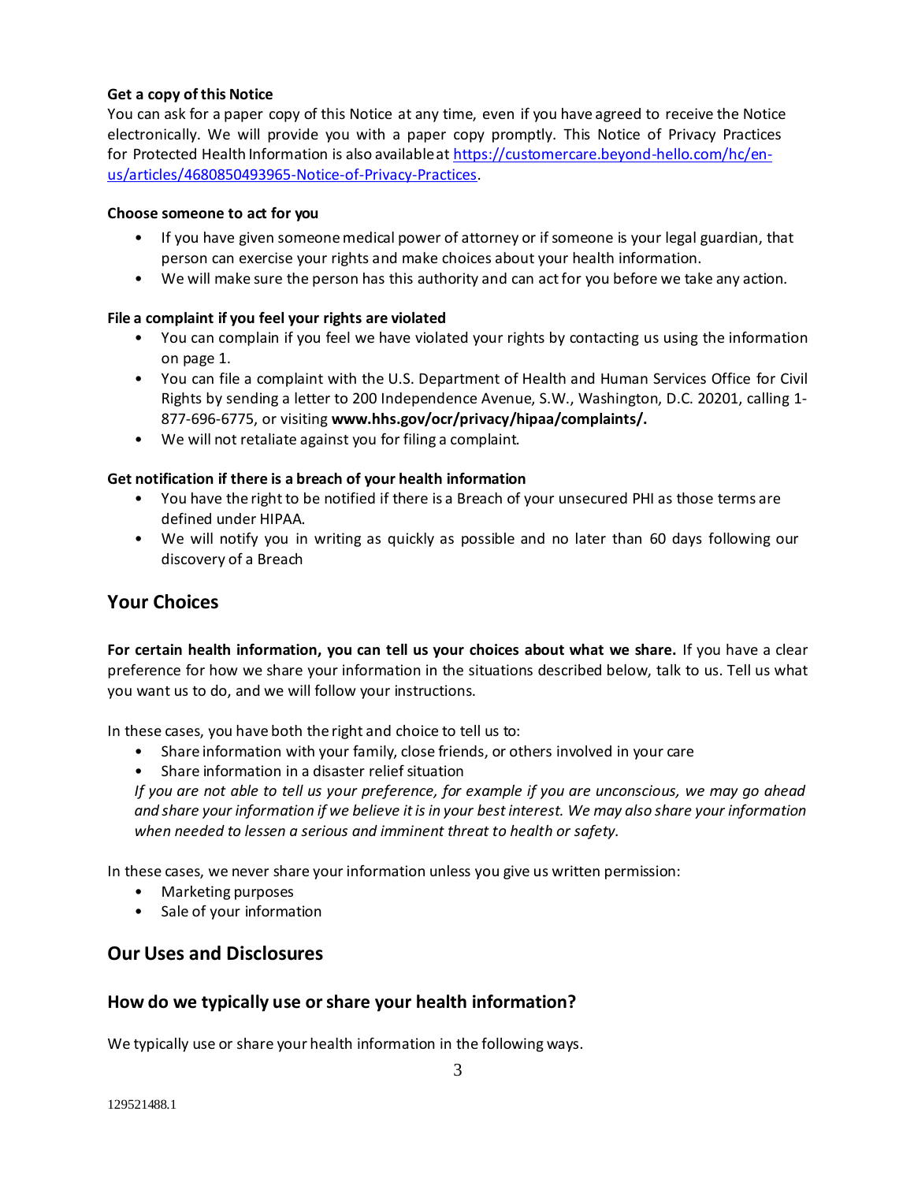**Get a copy of this Notice**

You can ask for a paper copy of this Notice at any time, even if you have agreed to receive the Notice electronically. We will provide you with a paper copy promptly. This Notice of Privacy Practices for Protected Health Information is also available at [https://customercare.beyond-hello.com/hc/en-us/articles/4680850493965-Notice-of-Privacy-Practices](https://customercare.beyond-hello.com/hc/en-us/articles/4680850493965-Notice-of-Privacy-Practices).

**Choose someone to act for you**

- If you have given someone medical power of attorney or if someone is your legal guardian, that person can exercise your rights and make choices about your health information.
- We will make sure the person has this authority and can act for you before we take any action.

**File a complaint if you feel your rights are violated**

- You can complain if you feel we have violated your rights by contacting us using the information on page 1.
- You can file a complaint with the U.S. Department of Health and Human Services Office for Civil Rights by sending a letter to 200 Independence Avenue, S.W., Washington, D.C. 20201, calling 1-877-696-6775, or visiting **www.hhs.gov/ocr/privacy/hipaa/complaints/.**
- We will not retaliate against you for filing a complaint.

**Get notification if there is a breach of your health information**

- You have the right to be notified if there is a Breach of your unsecured PHI as those terms are defined under HIPAA.
- We will notify you in writing as quickly as possible and no later than 60 days following our discovery of a Breach

## Your Choices

**For certain health information, you can tell us your choices about what we share.** If you have a clear preference for how we share your information in the situations described below, talk to us. Tell us what you want us to do, and we will follow your instructions.

In these cases, you have both the right and choice to tell us to:

- Share information with your family, close friends, or others involved in your care
- Share information in a disaster relief situation

*If you are not able to tell us your preference, for example if you are unconscious, we may go ahead and share your information if we believe it is in your best interest. We may also share your information when needed to lessen a serious and imminent threat to health or safety.*

In these cases, we never share your information unless you give us written permission:

- Marketing purposes
- Sale of your information

## Our Uses and Disclosures

### How do we typically use or share your health information?

We typically use or share your health information in the following ways.

129521488.1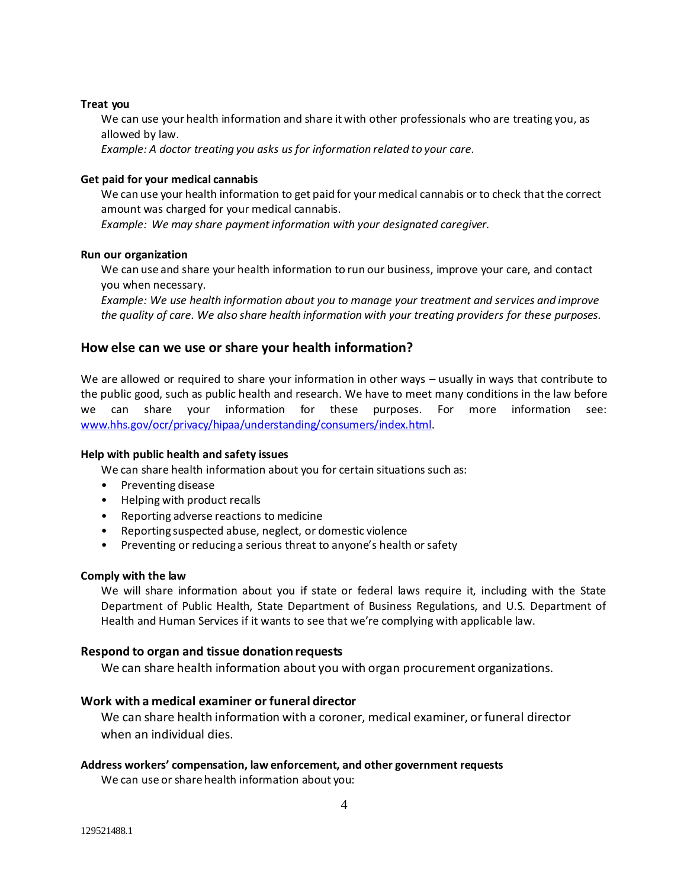**Treat you**

We can use your health information and share it with other professionals who are treating you, as allowed by law.

*Example: A doctor treating you asks us for information related to your care.*

**Get paid for your medical cannabis**

We can use your health information to get paid for your medical cannabis or to check that the correct amount was charged for your medical cannabis.

*Example: We may share payment information with your designated caregiver.*

**Run our organization**

We can use and share your health information to run our business, improve your care, and contact you when necessary.

*Example: We use health information about you to manage your treatment and services and improve the quality of care. We also share health information with your treating providers for these purposes.*

## How else can we use or share your health information?

We are allowed or required to share your information in other ways – usually in ways that contribute to the public good, such as public health and research. We have to meet many conditions in the law before we can share your information for these purposes. For more information see: [www.hhs.gov/ocr/privacy/hipaa/understanding/consumers/index.html](www.hhs.gov/ocr/privacy/hipaa/understanding/consumers/index.html).

**Help with public health and safety issues**

We can share health information about you for certain situations such as:

- Preventing disease
- Helping with product recalls
- Reporting adverse reactions to medicine
- Reporting suspected abuse, neglect, or domestic violence
- Preventing or reducing a serious threat to anyone's health or safety

**Comply with the law**

We will share information about you if state or federal laws require it, including with the State Department of Public Health, State Department of Business Regulations, and U.S. Department of Health and Human Services if it wants to see that we're complying with applicable law.

**Respond to organ and tissue donation requests**

We can share health information about you with organ procurement organizations.

**Work with a medical examiner or funeral director**

We can share health information with a coroner, medical examiner, or funeral director when an individual dies.

**Address workers' compensation, law enforcement, and other government requests**

We can use or share health information about you:

129521488.1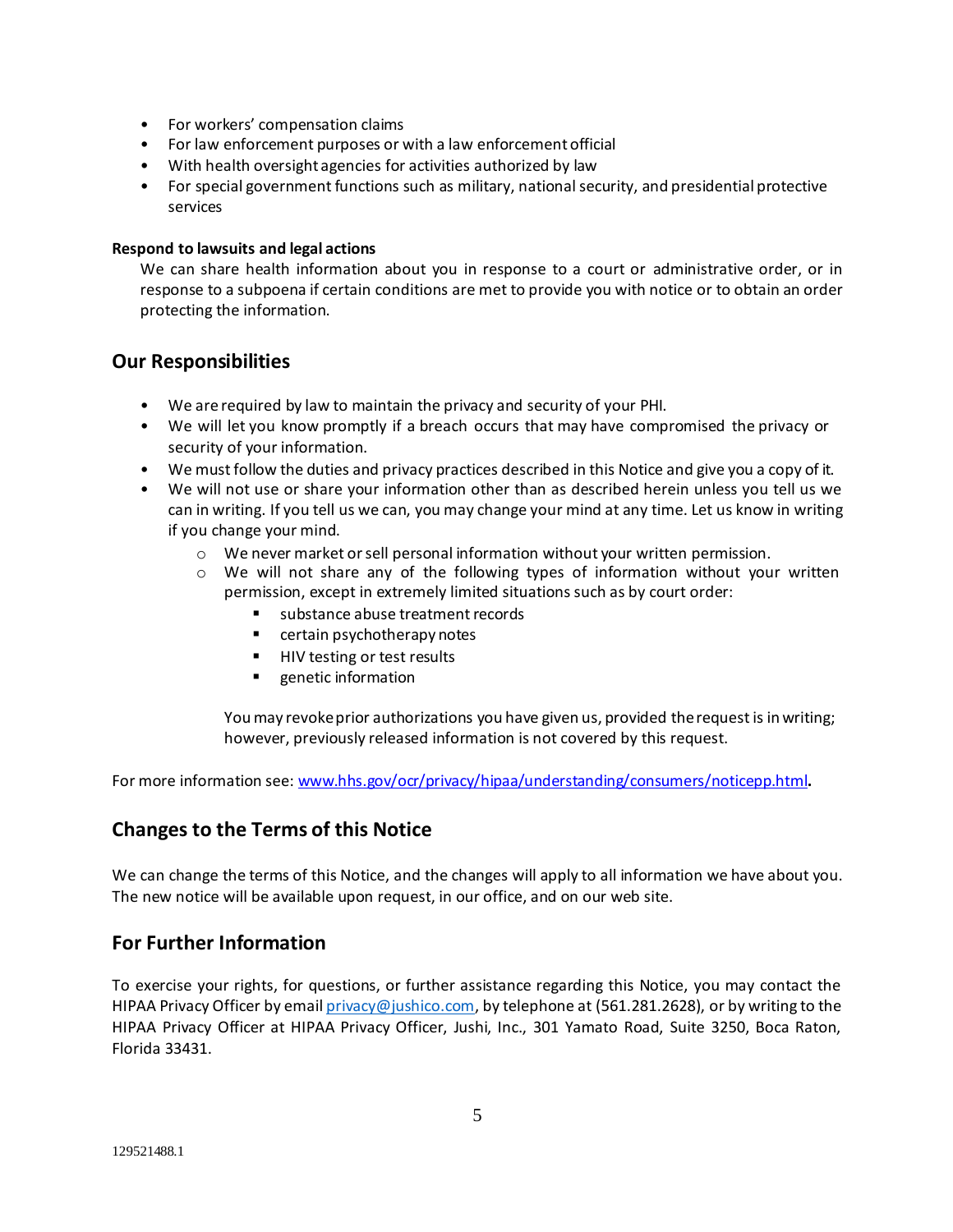- For workers' compensation claims
- For law enforcement purposes or with a law enforcement official
- With health oversight agencies for activities authorized by law
- For special government functions such as military, national security, and presidential protective services

**Respond to lawsuits and legal actions**

We can share health information about you in response to a court or administrative order, or in response to a subpoena if certain conditions are met to provide you with notice or to obtain an order protecting the information.

## Our Responsibilities

- We are required by law to maintain the privacy and security of your PHI.
- We will let you know promptly if a breach occurs that may have compromised the privacy or security of your information.
- We must follow the duties and privacy practices described in this Notice and give you a copy of it.
- We will not use or share your information other than as described herein unless you tell us we can in writing. If you tell us we can, you may change your mind at any time. Let us know in writing if you change your mind.
  - We never market or sell personal information without your written permission.
  - We will not share any of the following types of information without your written permission, except in extremely limited situations such as by court order:
    - substance abuse treatment records
    - certain psychotherapy notes
    - HIV testing or test results
    - genetic information

    You may revoke prior authorizations you have given us, provided the request is in writing; however, previously released information is not covered by this request.

For more information see: [www.hhs.gov/ocr/privacy/hipaa/understanding/consumers/noticepp.html](www.hhs.gov/ocr/privacy/hipaa/understanding/consumers/noticepp.html).

## Changes to the Terms of this Notice

We can change the terms of this Notice, and the changes will apply to all information we have about you. The new notice will be available upon request, in our office, and on our web site.

## For Further Information

To exercise your rights, for questions, or further assistance regarding this Notice, you may contact the HIPAA Privacy Officer by email privacy@jushico.com, by telephone at (561.281.2628), or by writing to the HIPAA Privacy Officer at HIPAA Privacy Officer, Jushi, Inc., 301 Yamato Road, Suite 3250, Boca Raton, Florida 33431.

129521488.1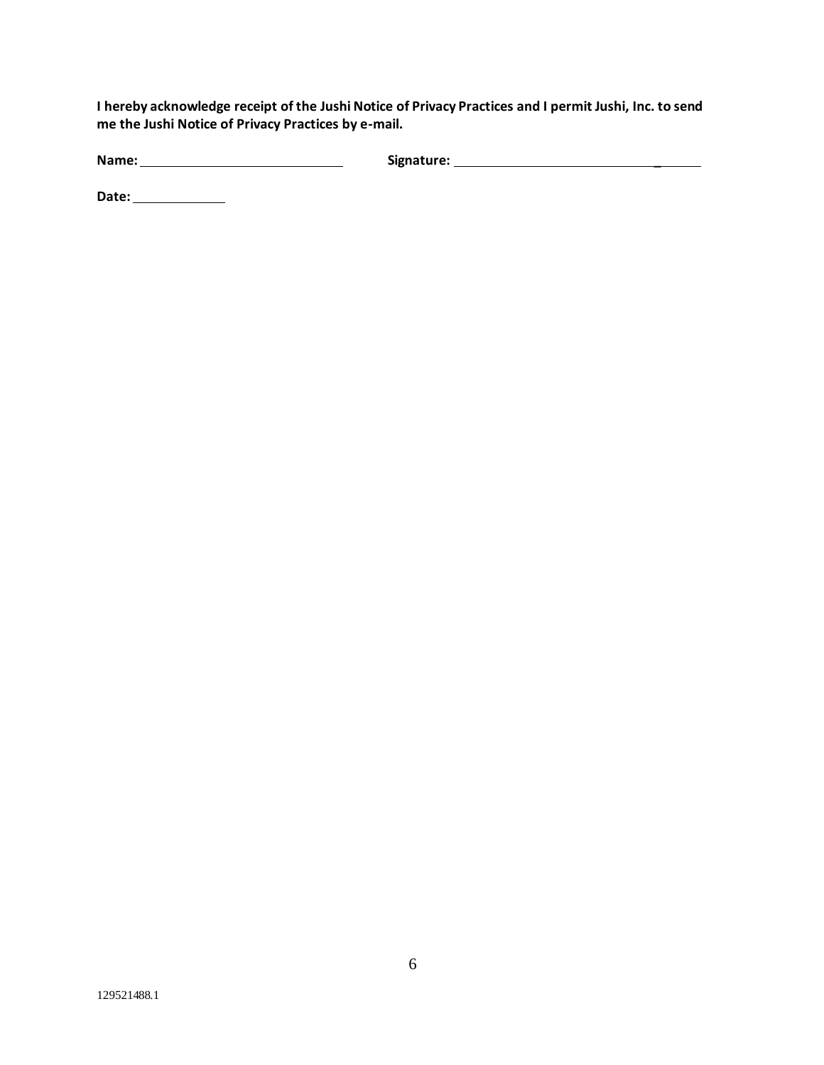**I hereby acknowledge receipt of the Jushi Notice of Privacy Practices and I permit Jushi, Inc. to send me the Jushi Notice of Privacy Practices by e-mail.**

**Name:** ____________________________ **Signature:** ____________________________

**Date:** _____________

129521488.1